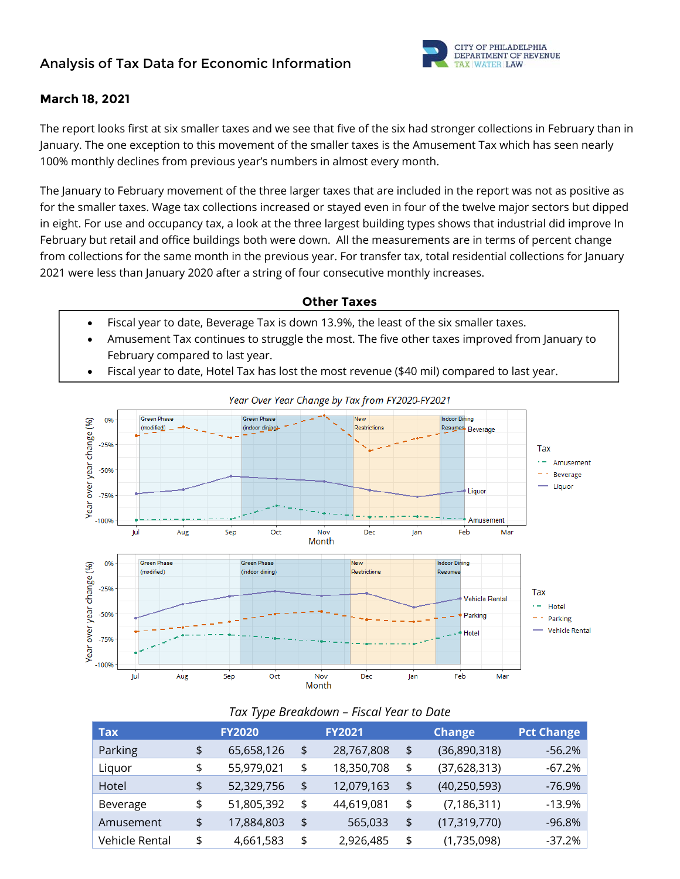# Analysis of Tax Data for Economic Information

CITY OF PHILADELPHIA
DEPARTMENT OF REVENUE
TAX | WATER | LAW

**March 18, 2021**

The report looks first at six smaller taxes and we see that five of the six had stronger collections in February than in January. The one exception to this movement of the smaller taxes is the Amusement Tax which has seen nearly 100% monthly declines from previous year's numbers in almost every month.

The January to February movement of the three larger taxes that are included in the report was not as positive as for the smaller taxes. Wage tax collections increased or stayed even in four of the twelve major sectors but dipped in eight. For use and occupancy tax, a look at the three largest building types shows that industrial did improve In February but retail and office buildings both were down. All the measurements are in terms of percent change from collections for the same month in the previous year. For transfer tax, total residential collections for January 2021 were less than January 2020 after a string of four consecutive monthly increases.

## Other Taxes

- Fiscal year to date, Beverage Tax is down 13.9%, the least of the six smaller taxes.
- Amusement Tax continues to struggle the most. The five other taxes improved from January to February compared to last year.
- Fiscal year to date, Hotel Tax has lost the most revenue ($40 mil) compared to last year.

*Year Over Year Change by Tax from FY2020-FY2021*

*Tax Type Breakdown – Fiscal Year to Date*

| Tax | FY2020 | FY2021 | Change | Pct Change |
|---|---|---|---|---|
| Parking | $ 65,658,126 | $ 28,767,808 | $ (36,890,318) | -56.2% |
| Liquor | $ 55,979,021 | $ 18,350,708 | $ (37,628,313) | -67.2% |
| Hotel | $ 52,329,756 | $ 12,079,163 | $ (40,250,593) | -76.9% |
| Beverage | $ 51,805,392 | $ 44,619,081 | $ (7,186,311) | -13.9% |
| Amusement | $ 17,884,803 | $ 565,033 | $ (17,319,770) | -96.8% |
| Vehicle Rental | $ 4,661,583 | $ 2,926,485 | $ (1,735,098) | -37.2% |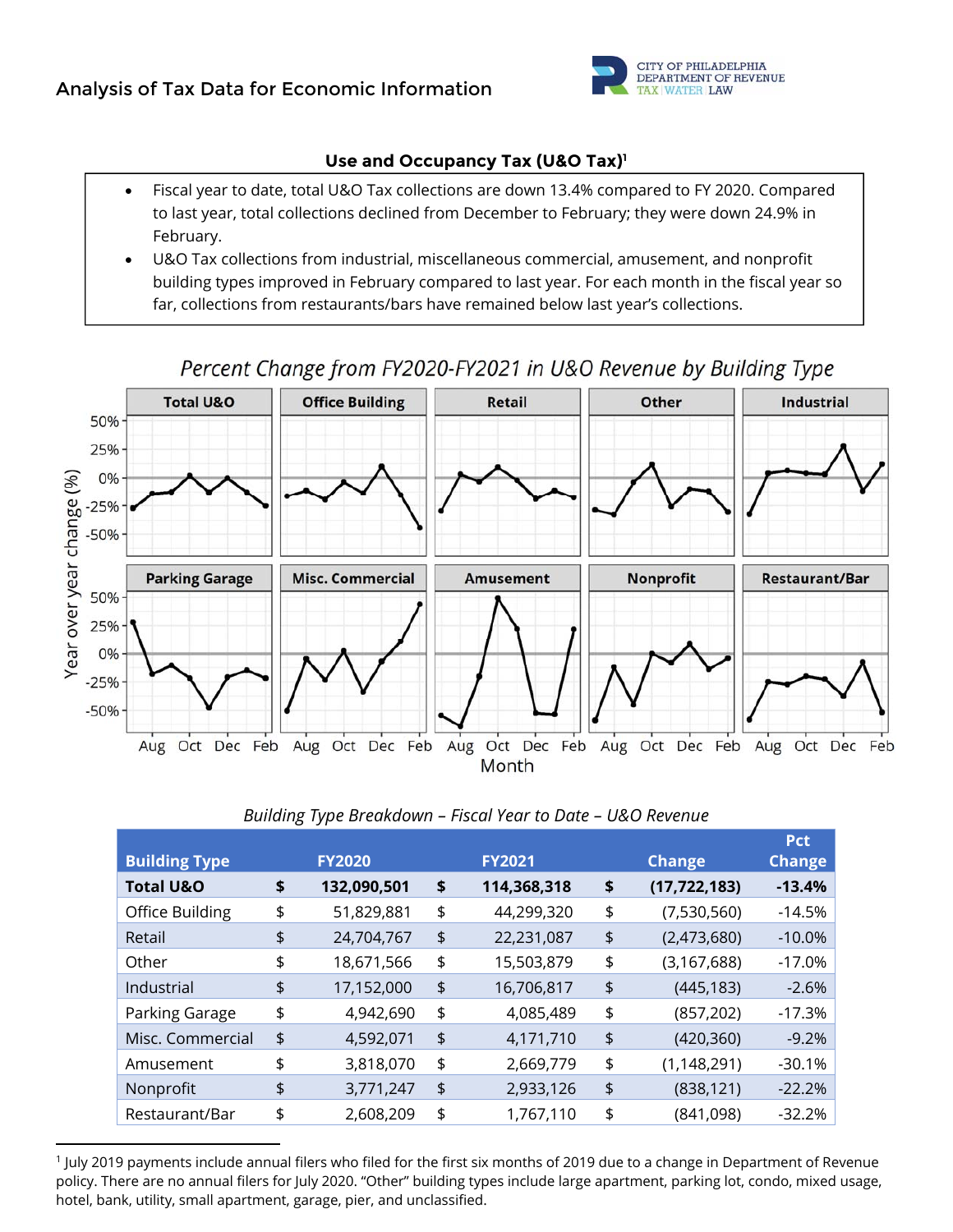Analysis of Tax Data for Economic Information

## Use and Occupancy Tax (U&O Tax)[1]

- Fiscal year to date, total U&O Tax collections are down 13.4% compared to FY 2020. Compared to last year, total collections declined from December to February; they were down 24.9% in February.
- U&O Tax collections from industrial, miscellaneous commercial, amusement, and nonprofit building types improved in February compared to last year. For each month in the fiscal year so far, collections from restaurants/bars have remained below last year's collections.

*Percent Change from FY2020-FY2021 in U&O Revenue by Building Type*

*Building Type Breakdown – Fiscal Year to Date – U&O Revenue*

| Building Type | FY2020 | FY2021 | Change | Pct Change |
|---|---|---|---|---|
| **Total U&O** | **$ 132,090,501** | **$ 114,368,318** | **$ (17,722,183)** | **-13.4%** |
| Office Building | $ 51,829,881 | $ 44,299,320 | $ (7,530,560) | -14.5% |
| Retail | $ 24,704,767 | $ 22,231,087 | $ (2,473,680) | -10.0% |
| Other | $ 18,671,566 | $ 15,503,879 | $ (3,167,688) | -17.0% |
| Industrial | $ 17,152,000 | $ 16,706,817 | $ (445,183) | -2.6% |
| Parking Garage | $ 4,942,690 | $ 4,085,489 | $ (857,202) | -17.3% |
| Misc. Commercial | $ 4,592,071 | $ 4,171,710 | $ (420,360) | -9.2% |
| Amusement | $ 3,818,070 | $ 2,669,779 | $ (1,148,291) | -30.1% |
| Nonprofit | $ 3,771,247 | $ 2,933,126 | $ (838,121) | -22.2% |
| Restaurant/Bar | $ 2,608,209 | $ 1,767,110 | $ (841,098) | -32.2% |

[1] July 2019 payments include annual filers who filed for the first six months of 2019 due to a change in Department of Revenue policy. There are no annual filers for July 2020. "Other" building types include large apartment, parking lot, condo, mixed usage, hotel, bank, utility, small apartment, garage, pier, and unclassified.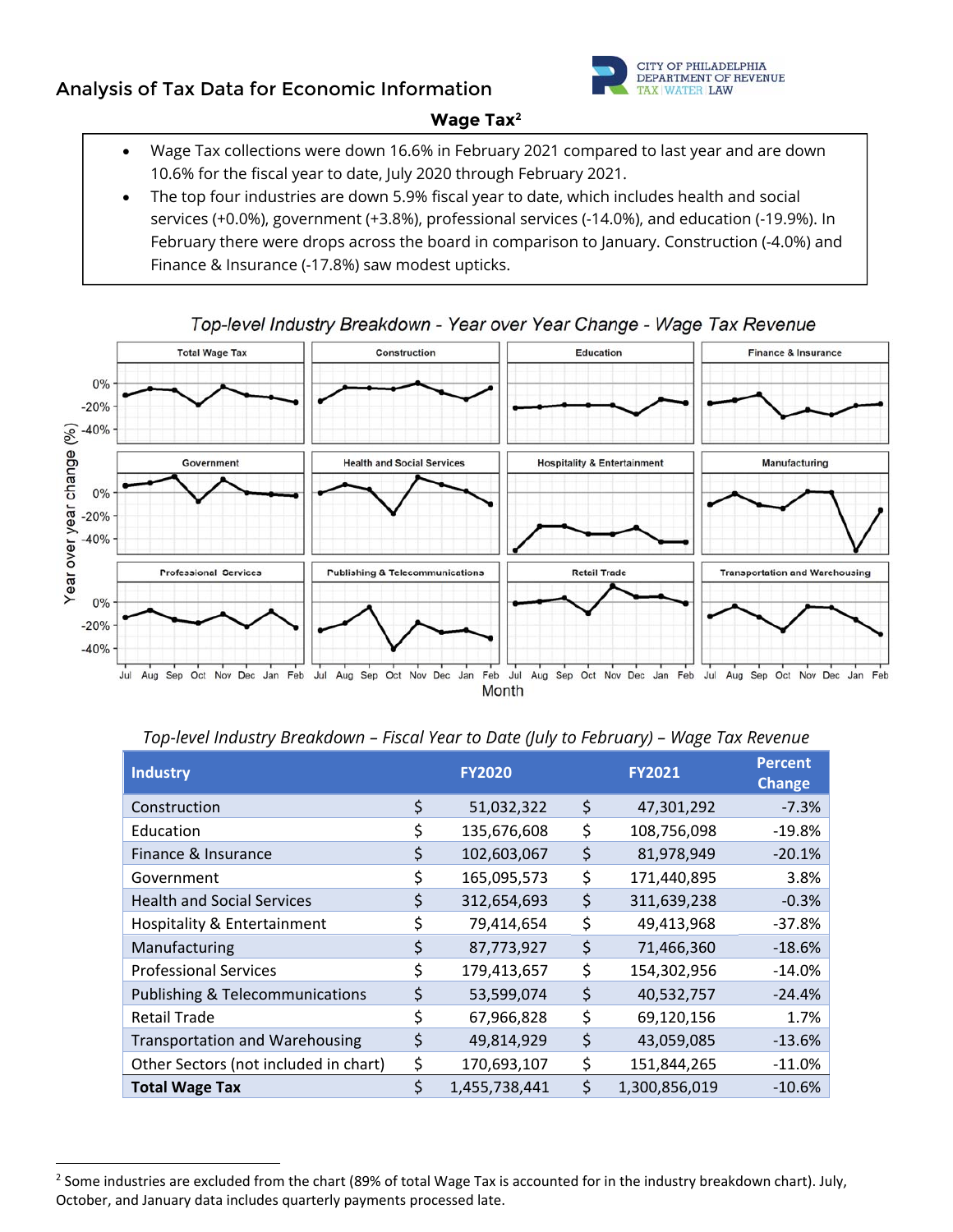## Analysis of Tax Data for Economic Information

### Wage Tax[2]

- Wage Tax collections were down 16.6% in February 2021 compared to last year and are down 10.6% for the fiscal year to date, July 2020 through February 2021.
- The top four industries are down 5.9% fiscal year to date, which includes health and social services (+0.0%), government (+3.8%), professional services (-14.0%), and education (-19.9%). In February there were drops across the board in comparison to January. Construction (-4.0%) and Finance & Insurance (-17.8%) saw modest upticks.

*Top-level Industry Breakdown - Year over Year Change - Wage Tax Revenue*

*Top-level Industry Breakdown – Fiscal Year to Date (July to February) – Wage Tax Revenue*

| Industry | FY2020 | FY2021 | Percent Change |
|---|---|---|---|
| Construction | $ 51,032,322 | $ 47,301,292 | -7.3% |
| Education | $ 135,676,608 | $ 108,756,098 | -19.8% |
| Finance & Insurance | $ 102,603,067 | $ 81,978,949 | -20.1% |
| Government | $ 165,095,573 | $ 171,440,895 | 3.8% |
| Health and Social Services | $ 312,654,693 | $ 311,639,238 | -0.3% |
| Hospitality & Entertainment | $ 79,414,654 | $ 49,413,968 | -37.8% |
| Manufacturing | $ 87,773,927 | $ 71,466,360 | -18.6% |
| Professional Services | $ 179,413,657 | $ 154,302,956 | -14.0% |
| Publishing & Telecommunications | $ 53,599,074 | $ 40,532,757 | -24.4% |
| Retail Trade | $ 67,966,828 | $ 69,120,156 | 1.7% |
| Transportation and Warehousing | $ 49,814,929 | $ 43,059,085 | -13.6% |
| Other Sectors (not included in chart) | $ 170,693,107 | $ 151,844,265 | -11.0% |
| **Total Wage Tax** | **$ 1,455,738,441** | **$ 1,300,856,019** | **-10.6%** |

[2] Some industries are excluded from the chart (89% of total Wage Tax is accounted for in the industry breakdown chart). July, October, and January data includes quarterly payments processed late.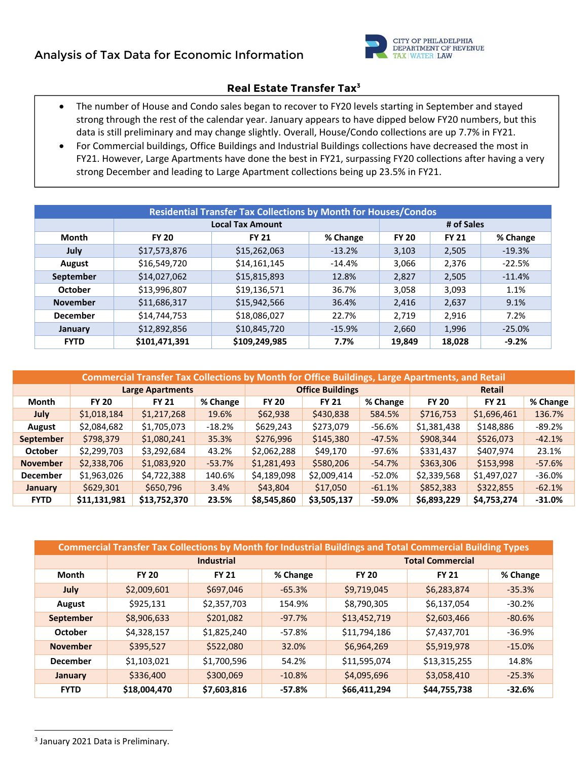Analysis of Tax Data for Economic Information

CITY OF PHILADELPHIA
DEPARTMENT OF REVENUE
TAX | WATER | LAW

## Real Estate Transfer Tax[3]

- The number of House and Condo sales began to recover to FY20 levels starting in September and stayed strong through the rest of the calendar year. January appears to have dipped below FY20 numbers, but this data is still preliminary and may change slightly. Overall, House/Condo collections are up 7.7% in FY21.
- For Commercial buildings, Office Buildings and Industrial Buildings collections have decreased the most in FY21. However, Large Apartments have done the best in FY21, surpassing FY20 collections after having a very strong December and leading to Large Apartment collections being up 23.5% in FY21.

**Residential Transfer Tax Collections by Month for Houses/Condos**

| | Local Tax Amount | | | # of Sales | | |
|---|---|---|---|---|---|---|
| **Month** | **FY 20** | **FY 21** | **% Change** | **FY 20** | **FY 21** | **% Change** |
| **July** | $17,573,876 | $15,262,063 | -13.2% | 3,103 | 2,505 | -19.3% |
| **August** | $16,549,720 | $14,161,145 | -14.4% | 3,066 | 2,376 | -22.5% |
| **September** | $14,027,062 | $15,815,893 | 12.8% | 2,827 | 2,505 | -11.4% |
| **October** | $13,996,807 | $19,136,571 | 36.7% | 3,058 | 3,093 | 1.1% |
| **November** | $11,686,317 | $15,942,566 | 36.4% | 2,416 | 2,637 | 9.1% |
| **December** | $14,744,753 | $18,086,027 | 22.7% | 2,719 | 2,916 | 7.2% |
| **January** | $12,892,856 | $10,845,720 | -15.9% | 2,660 | 1,996 | -25.0% |
| **FYTD** | **$101,471,391** | **$109,249,985** | **7.7%** | **19,849** | **18,028** | **-9.2%** |

**Commercial Transfer Tax Collections by Month for Office Buildings, Large Apartments, and Retail**

| | Large Apartments | | | Office Buildings | | | Retail | | |
|---|---|---|---|---|---|---|---|---|---|
| **Month** | **FY 20** | **FY 21** | **% Change** | **FY 20** | **FY 21** | **% Change** | **FY 20** | **FY 21** | **% Change** |
| **July** | $1,018,184 | $1,217,268 | 19.6% | $62,938 | $430,838 | 584.5% | $716,753 | $1,696,461 | 136.7% |
| **August** | $2,084,682 | $1,705,073 | -18.2% | $629,243 | $273,079 | -56.6% | $1,381,438 | $148,886 | -89.2% |
| **September** | $798,379 | $1,080,241 | 35.3% | $276,996 | $145,380 | -47.5% | $908,344 | $526,073 | -42.1% |
| **October** | $2,299,703 | $3,292,684 | 43.2% | $2,062,288 | $49,170 | -97.6% | $331,437 | $407,974 | 23.1% |
| **November** | $2,338,706 | $1,083,920 | -53.7% | $1,281,493 | $580,206 | -54.7% | $363,306 | $153,998 | -57.6% |
| **December** | $1,963,026 | $4,722,388 | 140.6% | $4,189,098 | $2,009,414 | -52.0% | $2,339,568 | $1,497,027 | -36.0% |
| **January** | $629,301 | $650,796 | 3.4% | $43,804 | $17,050 | -61.1% | $852,383 | $322,855 | -62.1% |
| **FYTD** | **$11,131,981** | **$13,752,370** | **23.5%** | **$8,545,860** | **$3,505,137** | **-59.0%** | **$6,893,229** | **$4,753,274** | **-31.0%** |

**Commercial Transfer Tax Collections by Month for Industrial Buildings and Total Commercial Building Types**

| | Industrial | | | Total Commercial | | |
|---|---|---|---|---|---|---|
| **Month** | **FY 20** | **FY 21** | **% Change** | **FY 20** | **FY 21** | **% Change** |
| **July** | $2,009,601 | $697,046 | -65.3% | $9,719,045 | $6,283,874 | -35.3% |
| **August** | $925,131 | $2,357,703 | 154.9% | $8,790,305 | $6,137,054 | -30.2% |
| **September** | $8,906,633 | $201,082 | -97.7% | $13,452,719 | $2,603,466 | -80.6% |
| **October** | $4,328,157 | $1,825,240 | -57.8% | $11,794,186 | $7,437,701 | -36.9% |
| **November** | $395,527 | $522,080 | 32.0% | $6,964,269 | $5,919,978 | -15.0% |
| **December** | $1,103,021 | $1,700,596 | 54.2% | $11,595,074 | $13,315,255 | 14.8% |
| **January** | $336,400 | $300,069 | -10.8% | $4,095,696 | $3,058,410 | -25.3% |
| **FYTD** | **$18,004,470** | **$7,603,816** | **-57.8%** | **$66,411,294** | **$44,755,738** | **-32.6%** |

[3] January 2021 Data is Preliminary.